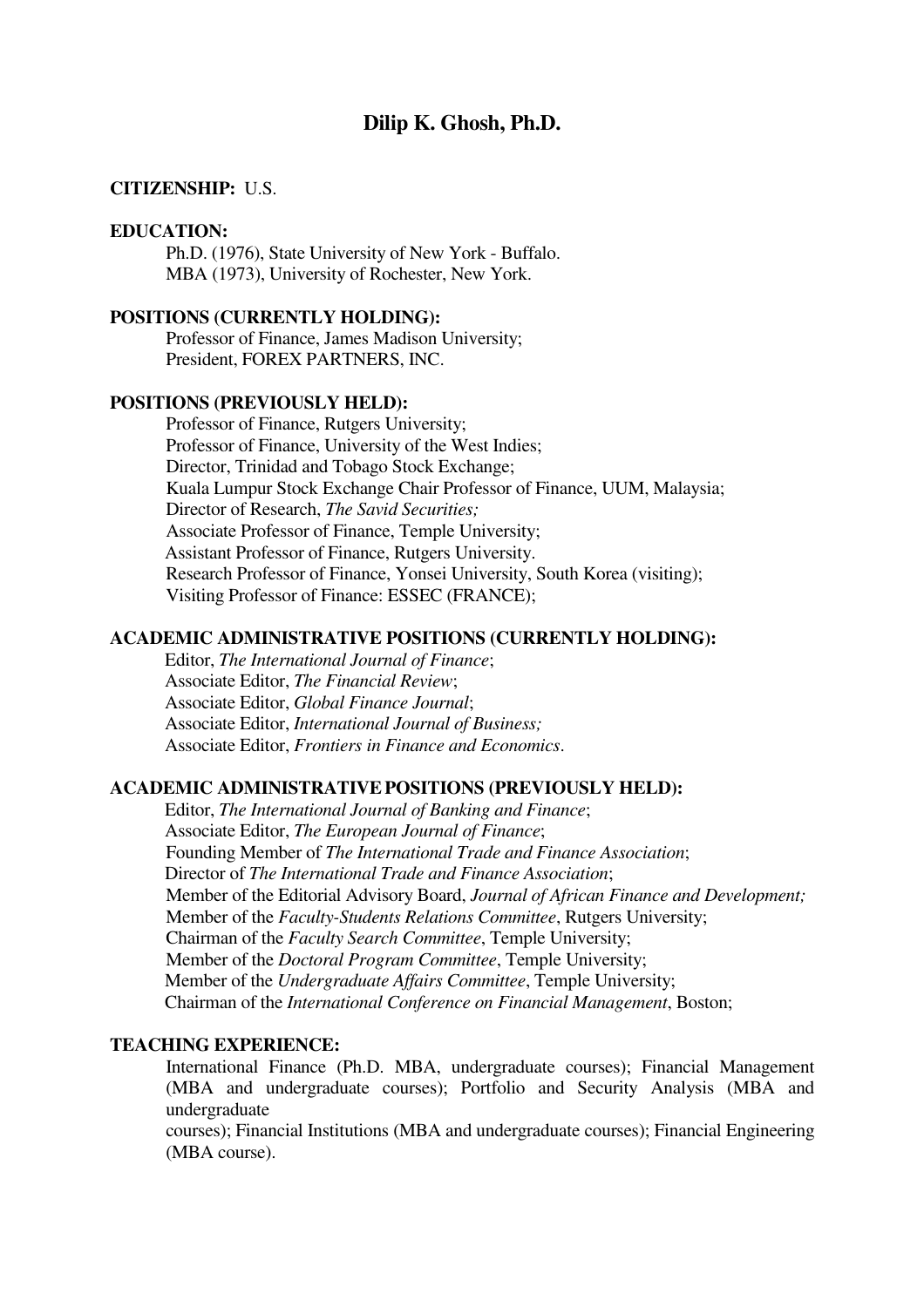# Dilip K. Ghosh, Ph.D.

**CITIZENSHIP:** U.S.

**EDUCATION:**

Ph.D. (1976), State University of New York - Buffalo.
MBA (1973), University of Rochester, New York.

**POSITIONS (CURRENTLY HOLDING):**

Professor of Finance, James Madison University;
President, FOREX PARTNERS, INC.

**POSITIONS (PREVIOUSLY HELD):**

Professor of Finance, Rutgers University;
Professor of Finance, University of the West Indies;
Director, Trinidad and Tobago Stock Exchange;
Kuala Lumpur Stock Exchange Chair Professor of Finance, UUM, Malaysia;
Director of Research, *The Savid Securities;*
Associate Professor of Finance, Temple University;
Assistant Professor of Finance, Rutgers University.
Research Professor of Finance, Yonsei University, South Korea (visiting);
Visiting Professor of Finance: ESSEC (FRANCE);

**ACADEMIC ADMINISTRATIVE POSITIONS (CURRENTLY HOLDING):**

Editor, *The International Journal of Finance*;
Associate Editor, *The Financial Review*;
Associate Editor, *Global Finance Journal*;
Associate Editor, *International Journal of Business;*
Associate Editor, *Frontiers in Finance and Economics*.

**ACADEMIC ADMINISTRATIVE POSITIONS (PREVIOUSLY HELD):**

Editor, *The International Journal of Banking and Finance*;
Associate Editor, *The European Journal of Finance*;
Founding Member of *The International Trade and Finance Association*;
Director of *The International Trade and Finance Association*;
Member of the Editorial Advisory Board, *Journal of African Finance and Development;*
Member of the *Faculty-Students Relations Committee*, Rutgers University;
Chairman of the *Faculty Search Committee*, Temple University;
Member of the *Doctoral Program Committee*, Temple University;
Member of the *Undergraduate Affairs Committee*, Temple University;
Chairman of the *International Conference on Financial Management*, Boston;

**TEACHING EXPERIENCE:**

International Finance (Ph.D. MBA, undergraduate courses); Financial Management (MBA and undergraduate courses); Portfolio and Security Analysis (MBA and undergraduate courses); Financial Institutions (MBA and undergraduate courses); Financial Engineering (MBA course).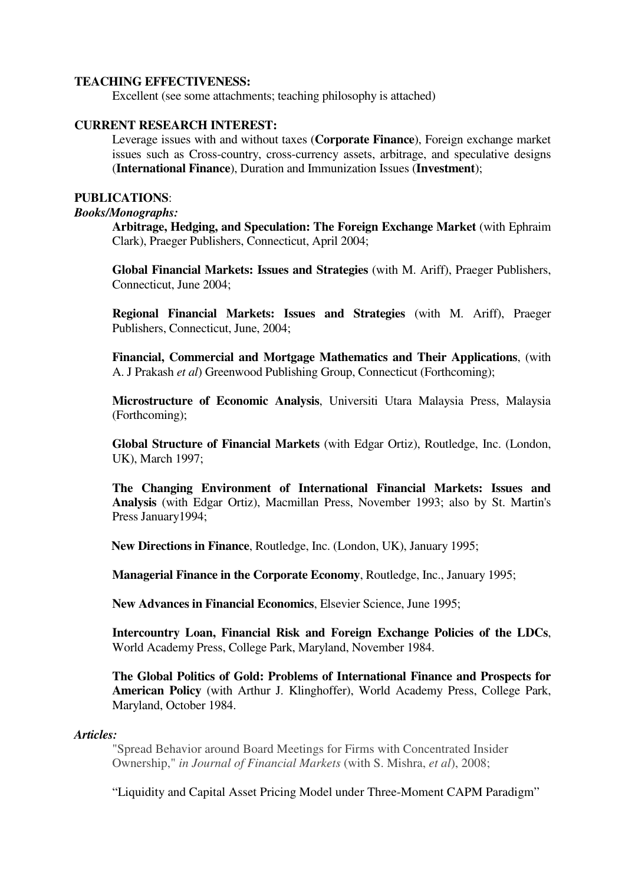**TEACHING EFFECTIVENESS:**

Excellent (see some attachments; teaching philosophy is attached)

**CURRENT RESEARCH INTEREST:**

Leverage issues with and without taxes (**Corporate Finance**), Foreign exchange market issues such as Cross-country, cross-currency assets, arbitrage, and speculative designs (**International Finance**), Duration and Immunization Issues (**Investment**);

**PUBLICATIONS**:

***Books/Monographs:***

**Arbitrage, Hedging, and Speculation: The Foreign Exchange Market** (with Ephraim Clark), Praeger Publishers, Connecticut, April 2004;

**Global Financial Markets: Issues and Strategies** (with M. Ariff), Praeger Publishers, Connecticut, June 2004;

**Regional Financial Markets: Issues and Strategies** (with M. Ariff), Praeger Publishers, Connecticut, June, 2004;

**Financial, Commercial and Mortgage Mathematics and Their Applications**, (with A. J Prakash *et al*) Greenwood Publishing Group, Connecticut (Forthcoming);

**Microstructure of Economic Analysis**, Universiti Utara Malaysia Press, Malaysia (Forthcoming);

**Global Structure of Financial Markets** (with Edgar Ortiz), Routledge, Inc. (London, UK), March 1997;

**The Changing Environment of International Financial Markets: Issues and Analysis** (with Edgar Ortiz), Macmillan Press, November 1993; also by St. Martin's Press January1994;

**New Directions in Finance**, Routledge, Inc. (London, UK), January 1995;

**Managerial Finance in the Corporate Economy**, Routledge, Inc., January 1995;

**New Advances in Financial Economics**, Elsevier Science, June 1995;

**Intercountry Loan, Financial Risk and Foreign Exchange Policies of the LDCs**, World Academy Press, College Park, Maryland, November 1984.

**The Global Politics of Gold: Problems of International Finance and Prospects for American Policy** (with Arthur J. Klinghoffer), World Academy Press, College Park, Maryland, October 1984.

***Articles:***

"Spread Behavior around Board Meetings for Firms with Concentrated Insider Ownership," *in Journal of Financial Markets* (with S. Mishra, *et al*), 2008;

"Liquidity and Capital Asset Pricing Model under Three-Moment CAPM Paradigm"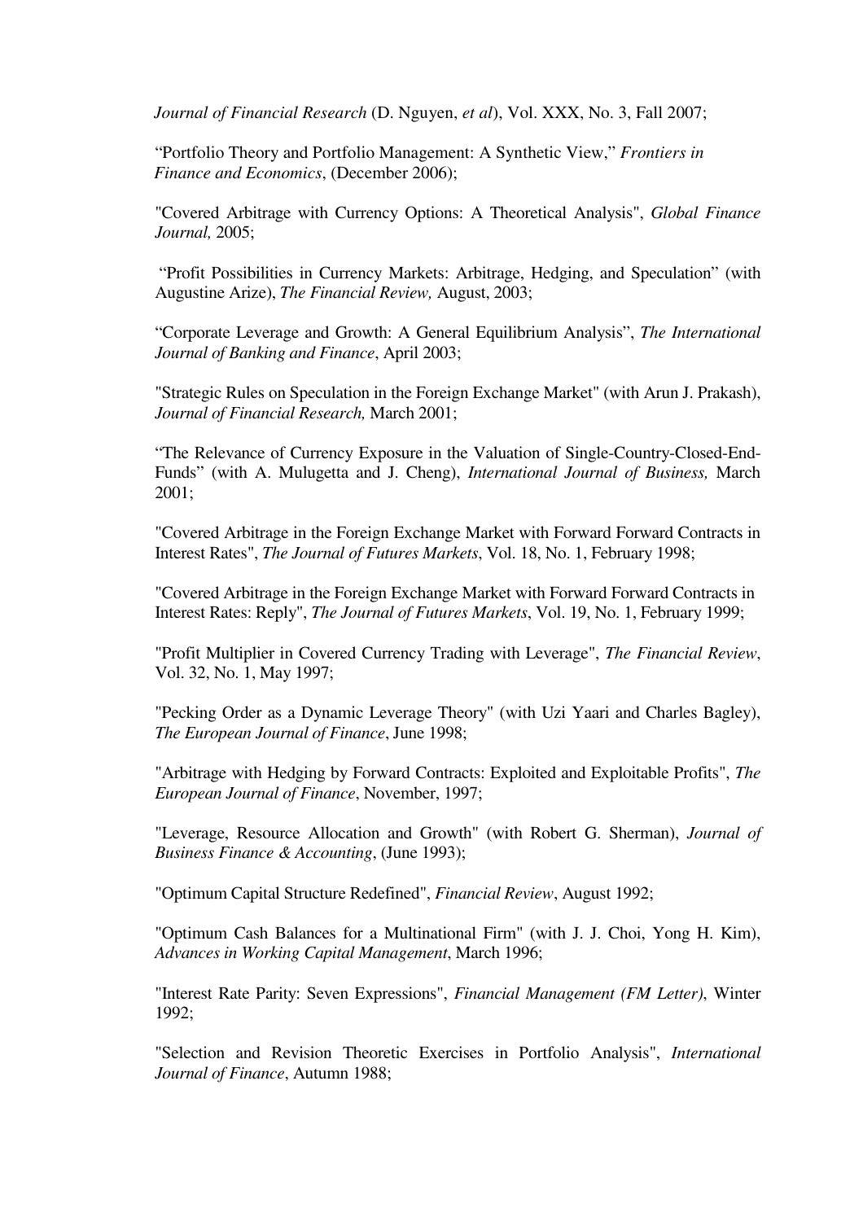*Journal of Financial Research* (D. Nguyen, *et al*), Vol. XXX, No. 3, Fall 2007;

"Portfolio Theory and Portfolio Management: A Synthetic View," *Frontiers in Finance and Economics*, (December 2006);

"Covered Arbitrage with Currency Options: A Theoretical Analysis", *Global Finance Journal,* 2005;

"Profit Possibilities in Currency Markets: Arbitrage, Hedging, and Speculation" (with Augustine Arize), *The Financial Review,* August, 2003;

"Corporate Leverage and Growth: A General Equilibrium Analysis", *The International Journal of Banking and Finance*, April 2003;

"Strategic Rules on Speculation in the Foreign Exchange Market" (with Arun J. Prakash), *Journal of Financial Research,* March 2001;

"The Relevance of Currency Exposure in the Valuation of Single-Country-Closed-End-Funds" (with A. Mulugetta and J. Cheng), *International Journal of Business,* March 2001;

"Covered Arbitrage in the Foreign Exchange Market with Forward Forward Contracts in Interest Rates", *The Journal of Futures Markets*, Vol. 18, No. 1, February 1998;

"Covered Arbitrage in the Foreign Exchange Market with Forward Forward Contracts in Interest Rates: Reply", *The Journal of Futures Markets*, Vol. 19, No. 1, February 1999;

"Profit Multiplier in Covered Currency Trading with Leverage", *The Financial Review*, Vol. 32, No. 1, May 1997;

"Pecking Order as a Dynamic Leverage Theory" (with Uzi Yaari and Charles Bagley), *The European Journal of Finance*, June 1998;

"Arbitrage with Hedging by Forward Contracts: Exploited and Exploitable Profits", *The European Journal of Finance*, November, 1997;

"Leverage, Resource Allocation and Growth" (with Robert G. Sherman), *Journal of Business Finance & Accounting*, (June 1993);

"Optimum Capital Structure Redefined", *Financial Review*, August 1992;

"Optimum Cash Balances for a Multinational Firm" (with J. J. Choi, Yong H. Kim), *Advances in Working Capital Management*, March 1996;

"Interest Rate Parity: Seven Expressions", *Financial Management (FM Letter)*, Winter 1992;

"Selection and Revision Theoretic Exercises in Portfolio Analysis", *International Journal of Finance*, Autumn 1988;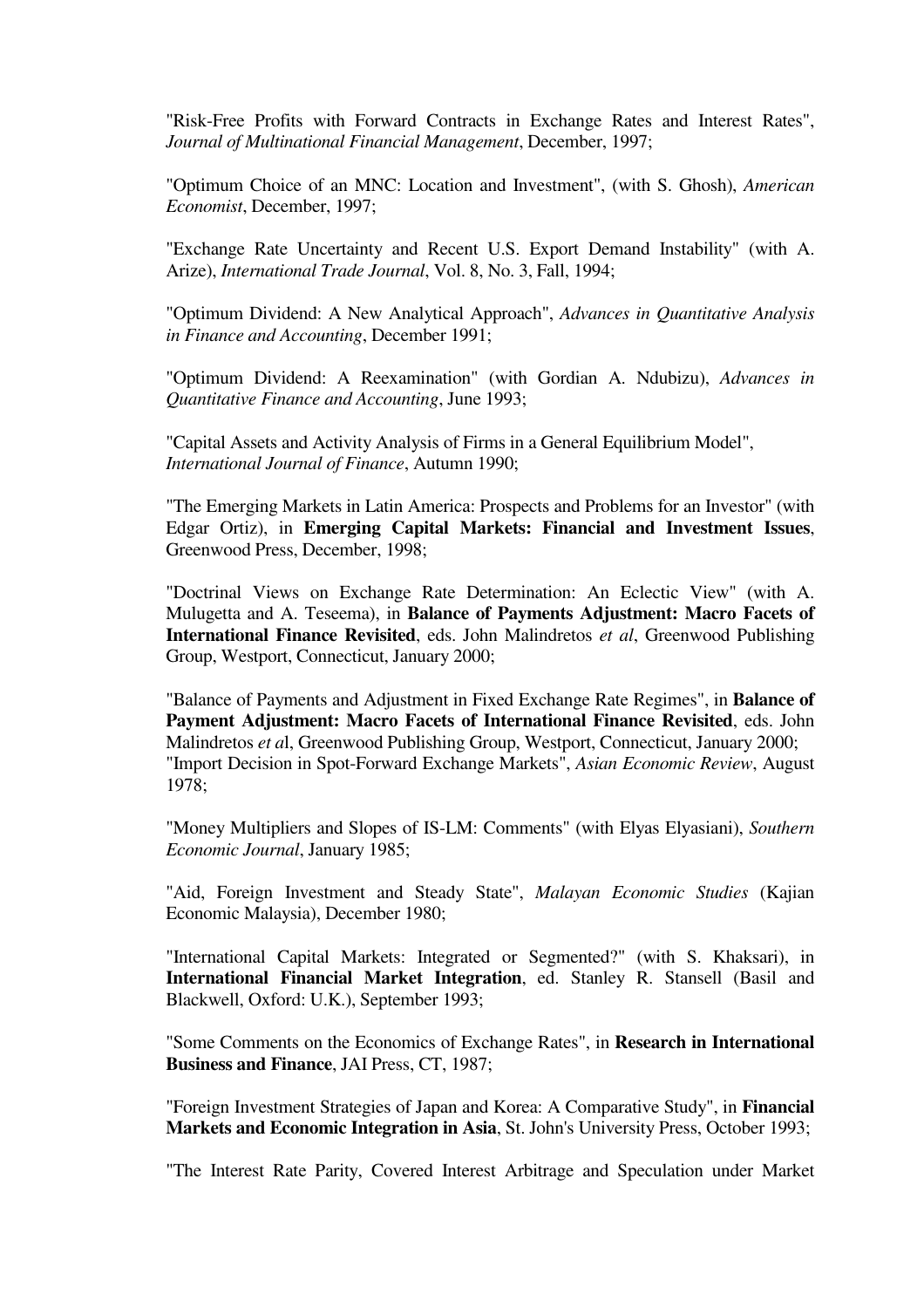"Risk-Free Profits with Forward Contracts in Exchange Rates and Interest Rates", *Journal of Multinational Financial Management*, December, 1997;

"Optimum Choice of an MNC: Location and Investment", (with S. Ghosh), *American Economist*, December, 1997;

"Exchange Rate Uncertainty and Recent U.S. Export Demand Instability" (with A. Arize), *International Trade Journal*, Vol. 8, No. 3, Fall, 1994;

"Optimum Dividend: A New Analytical Approach", *Advances in Quantitative Analysis in Finance and Accounting*, December 1991;

"Optimum Dividend: A Reexamination" (with Gordian A. Ndubizu), *Advances in Quantitative Finance and Accounting*, June 1993;

"Capital Assets and Activity Analysis of Firms in a General Equilibrium Model", *International Journal of Finance*, Autumn 1990;

"The Emerging Markets in Latin America: Prospects and Problems for an Investor" (with Edgar Ortiz), in **Emerging Capital Markets: Financial and Investment Issues**, Greenwood Press, December, 1998;

"Doctrinal Views on Exchange Rate Determination: An Eclectic View" (with A. Mulugetta and A. Teseema), in **Balance of Payments Adjustment: Macro Facets of International Finance Revisited**, eds. John Malindretos *et al*, Greenwood Publishing Group, Westport, Connecticut, January 2000;

"Balance of Payments and Adjustment in Fixed Exchange Rate Regimes", in **Balance of Payment Adjustment: Macro Facets of International Finance Revisited**, eds. John Malindretos *et al*, Greenwood Publishing Group, Westport, Connecticut, January 2000;
"Import Decision in Spot-Forward Exchange Markets", *Asian Economic Review*, August 1978;

"Money Multipliers and Slopes of IS-LM: Comments" (with Elyas Elyasiani), *Southern Economic Journal*, January 1985;

"Aid, Foreign Investment and Steady State", *Malayan Economic Studies* (Kajian Economic Malaysia), December 1980;

"International Capital Markets: Integrated or Segmented?" (with S. Khaksari), in **International Financial Market Integration**, ed. Stanley R. Stansell (Basil and Blackwell, Oxford: U.K.), September 1993;

"Some Comments on the Economics of Exchange Rates", in **Research in International Business and Finance**, JAI Press, CT, 1987;

"Foreign Investment Strategies of Japan and Korea: A Comparative Study", in **Financial Markets and Economic Integration in Asia**, St. John's University Press, October 1993;

"The Interest Rate Parity, Covered Interest Arbitrage and Speculation under Market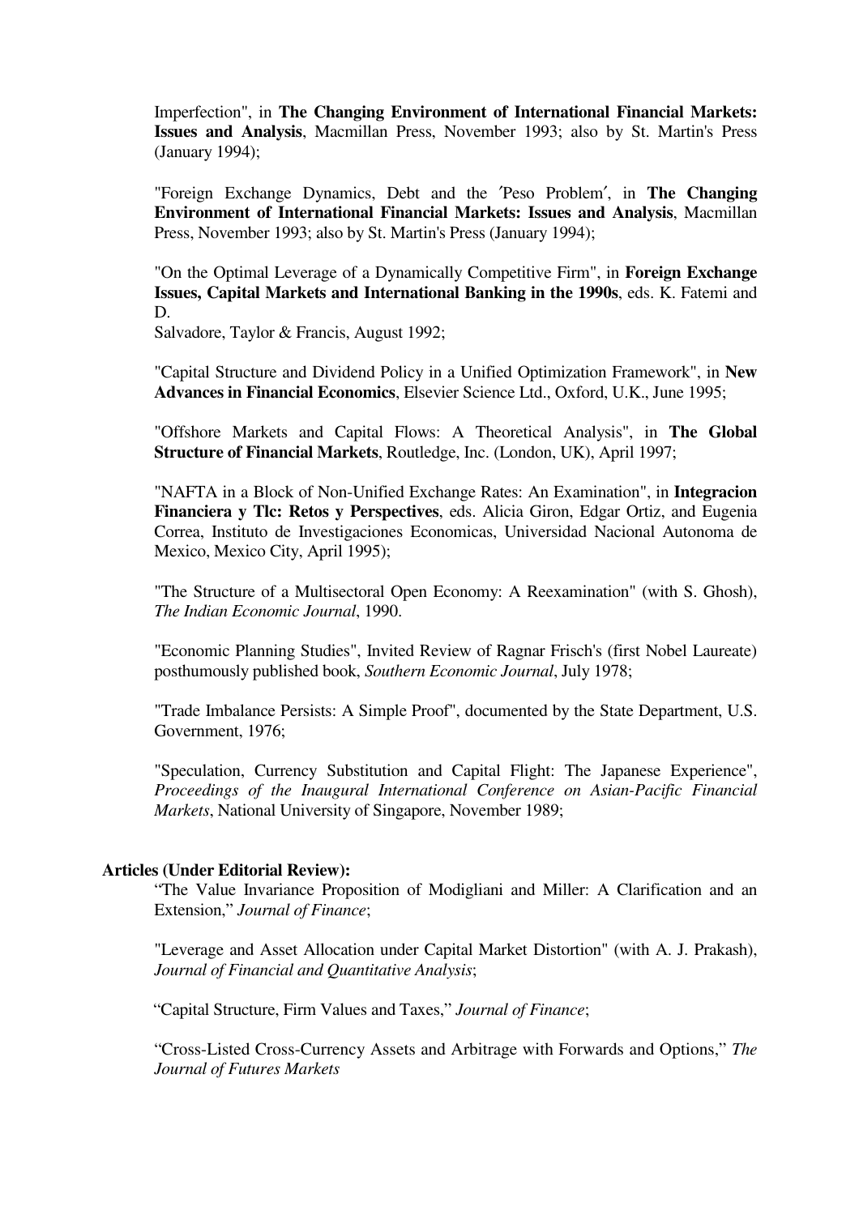Imperfection", in **The Changing Environment of International Financial Markets: Issues and Analysis**, Macmillan Press, November 1993; also by St. Martin's Press (January 1994);

"Foreign Exchange Dynamics, Debt and the ′Peso Problem′, in **The Changing Environment of International Financial Markets: Issues and Analysis**, Macmillan Press, November 1993; also by St. Martin's Press (January 1994);

"On the Optimal Leverage of a Dynamically Competitive Firm", in **Foreign Exchange Issues, Capital Markets and International Banking in the 1990s**, eds. K. Fatemi and D.
Salvadore, Taylor & Francis, August 1992;

"Capital Structure and Dividend Policy in a Unified Optimization Framework", in **New Advances in Financial Economics**, Elsevier Science Ltd., Oxford, U.K., June 1995;

"Offshore Markets and Capital Flows: A Theoretical Analysis", in **The Global Structure of Financial Markets**, Routledge, Inc. (London, UK), April 1997;

"NAFTA in a Block of Non-Unified Exchange Rates: An Examination", in **Integracion Financiera y Tlc: Retos y Perspectives**, eds. Alicia Giron, Edgar Ortiz, and Eugenia Correa, Instituto de Investigaciones Economicas, Universidad Nacional Autonoma de Mexico, Mexico City, April 1995);

"The Structure of a Multisectoral Open Economy: A Reexamination" (with S. Ghosh), *The Indian Economic Journal*, 1990.

"Economic Planning Studies", Invited Review of Ragnar Frisch's (first Nobel Laureate) posthumously published book, *Southern Economic Journal*, July 1978;

"Trade Imbalance Persists: A Simple Proof", documented by the State Department, U.S. Government, 1976;

"Speculation, Currency Substitution and Capital Flight: The Japanese Experience", *Proceedings of the Inaugural International Conference on Asian-Pacific Financial Markets*, National University of Singapore, November 1989;

**Articles (Under Editorial Review):**

"The Value Invariance Proposition of Modigliani and Miller: A Clarification and an Extension," *Journal of Finance*;

"Leverage and Asset Allocation under Capital Market Distortion" (with A. J. Prakash), *Journal of Financial and Quantitative Analysis*;

"Capital Structure, Firm Values and Taxes," *Journal of Finance*;

"Cross-Listed Cross-Currency Assets and Arbitrage with Forwards and Options," *The Journal of Futures Markets*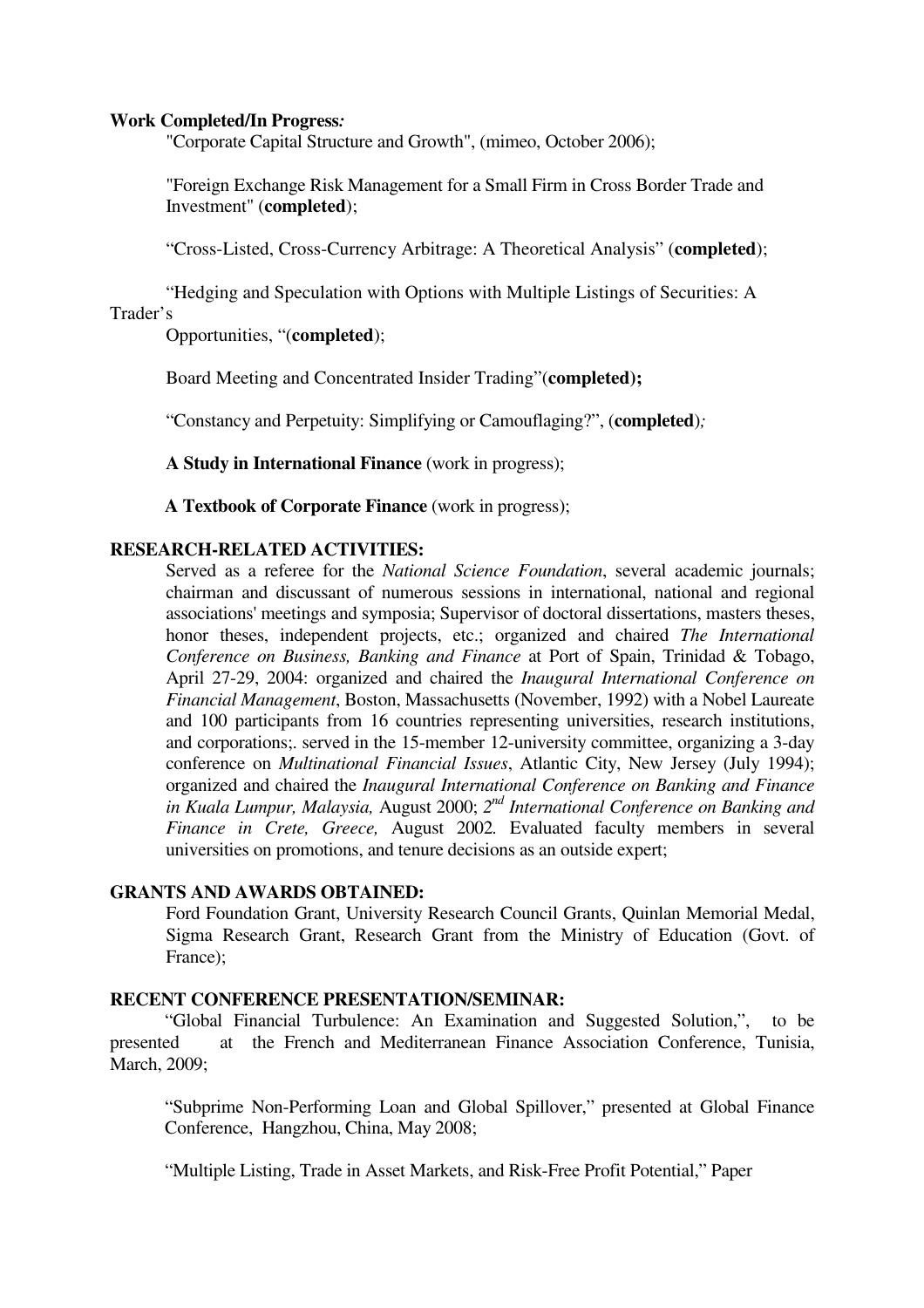**Work Completed/In Progress*:***

"Corporate Capital Structure and Growth", (mimeo, October 2006);

"Foreign Exchange Risk Management for a Small Firm in Cross Border Trade and Investment" (**completed**);

"Cross-Listed, Cross-Currency Arbitrage: A Theoretical Analysis" (**completed**);

"Hedging and Speculation with Options with Multiple Listings of Securities: A Trader's Opportunities, "(**completed**);

Board Meeting and Concentrated Insider Trading"(**completed);**

"Constancy and Perpetuity: Simplifying or Camouflaging?", (**completed**)*;*

**A Study in International Finance** (work in progress);

**A Textbook of Corporate Finance** (work in progress);

**RESEARCH-RELATED ACTIVITIES:**

Served as a referee for the *National Science Foundation*, several academic journals; chairman and discussant of numerous sessions in international, national and regional associations' meetings and symposia; Supervisor of doctoral dissertations, masters theses, honor theses, independent projects, etc.; organized and chaired *The International Conference on Business, Banking and Finance* at Port of Spain, Trinidad & Tobago, April 27-29, 2004: organized and chaired the *Inaugural International Conference on Financial Management*, Boston, Massachusetts (November, 1992) with a Nobel Laureate and 100 participants from 16 countries representing universities, research institutions, and corporations;. served in the 15-member 12-university committee, organizing a 3-day conference on *Multinational Financial Issues*, Atlantic City, New Jersey (July 1994); organized and chaired the *Inaugural International Conference on Banking and Finance in Kuala Lumpur, Malaysia,* August 2000; *2nd International Conference on Banking and Finance in Crete, Greece,* August 2002*.* Evaluated faculty members in several universities on promotions, and tenure decisions as an outside expert;

**GRANTS AND AWARDS OBTAINED:**

Ford Foundation Grant, University Research Council Grants, Quinlan Memorial Medal, Sigma Research Grant, Research Grant from the Ministry of Education (Govt. of France);

**RECENT CONFERENCE PRESENTATION/SEMINAR:**

"Global Financial Turbulence: An Examination and Suggested Solution,", to be presented at the French and Mediterranean Finance Association Conference, Tunisia, March, 2009;

"Subprime Non-Performing Loan and Global Spillover," presented at Global Finance Conference, Hangzhou, China, May 2008;

"Multiple Listing, Trade in Asset Markets, and Risk-Free Profit Potential," Paper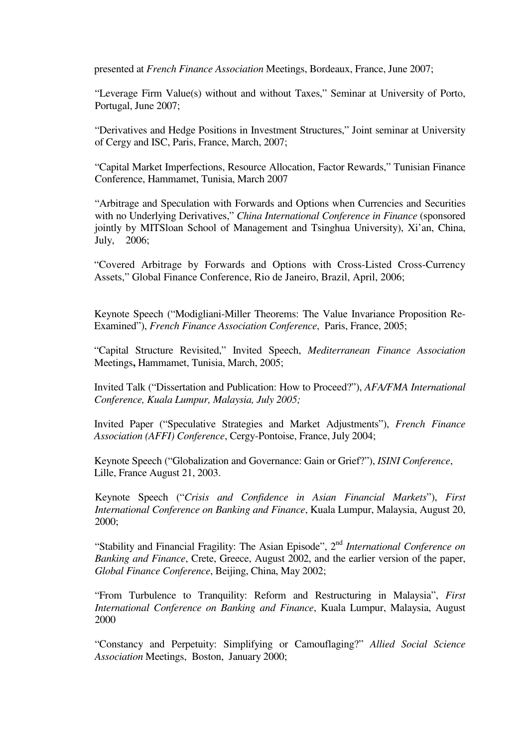presented at *French Finance Association* Meetings, Bordeaux, France, June 2007;

"Leverage Firm Value(s) without and without Taxes," Seminar at University of Porto, Portugal, June 2007;

"Derivatives and Hedge Positions in Investment Structures," Joint seminar at University of Cergy and ISC, Paris, France, March, 2007;

"Capital Market Imperfections, Resource Allocation, Factor Rewards," Tunisian Finance Conference, Hammamet, Tunisia, March 2007

"Arbitrage and Speculation with Forwards and Options when Currencies and Securities with no Underlying Derivatives," *China International Conference in Finance* (sponsored jointly by MITSloan School of Management and Tsinghua University), Xi'an, China, July, 2006;

"Covered Arbitrage by Forwards and Options with Cross-Listed Cross-Currency Assets," Global Finance Conference, Rio de Janeiro, Brazil, April, 2006;

Keynote Speech ("Modigliani-Miller Theorems: The Value Invariance Proposition Re-Examined"), *French Finance Association Conference*, Paris, France, 2005;

"Capital Structure Revisited," Invited Speech, *Mediterranean Finance Association* Meetings**,** Hammamet, Tunisia, March, 2005;

Invited Talk ("Dissertation and Publication: How to Proceed?"), *AFA/FMA International Conference, Kuala Lumpur, Malaysia, July 2005;*

Invited Paper ("Speculative Strategies and Market Adjustments"), *French Finance Association (AFFI) Conference*, Cergy-Pontoise, France, July 2004;

Keynote Speech ("Globalization and Governance: Gain or Grief?"), *ISINI Conference*, Lille, France August 21, 2003.

Keynote Speech ("*Crisis and Confidence in Asian Financial Markets*"), *First International Conference on Banking and Finance*, Kuala Lumpur, Malaysia, August 20, 2000;

"Stability and Financial Fragility: The Asian Episode", 2nd *International Conference on Banking and Finance*, Crete, Greece, August 2002, and the earlier version of the paper, *Global Finance Conference*, Beijing, China, May 2002;

"From Turbulence to Tranquility: Reform and Restructuring in Malaysia", *First International Conference on Banking and Finance*, Kuala Lumpur, Malaysia, August 2000

"Constancy and Perpetuity: Simplifying or Camouflaging?" *Allied Social Science Association* Meetings, Boston, January 2000;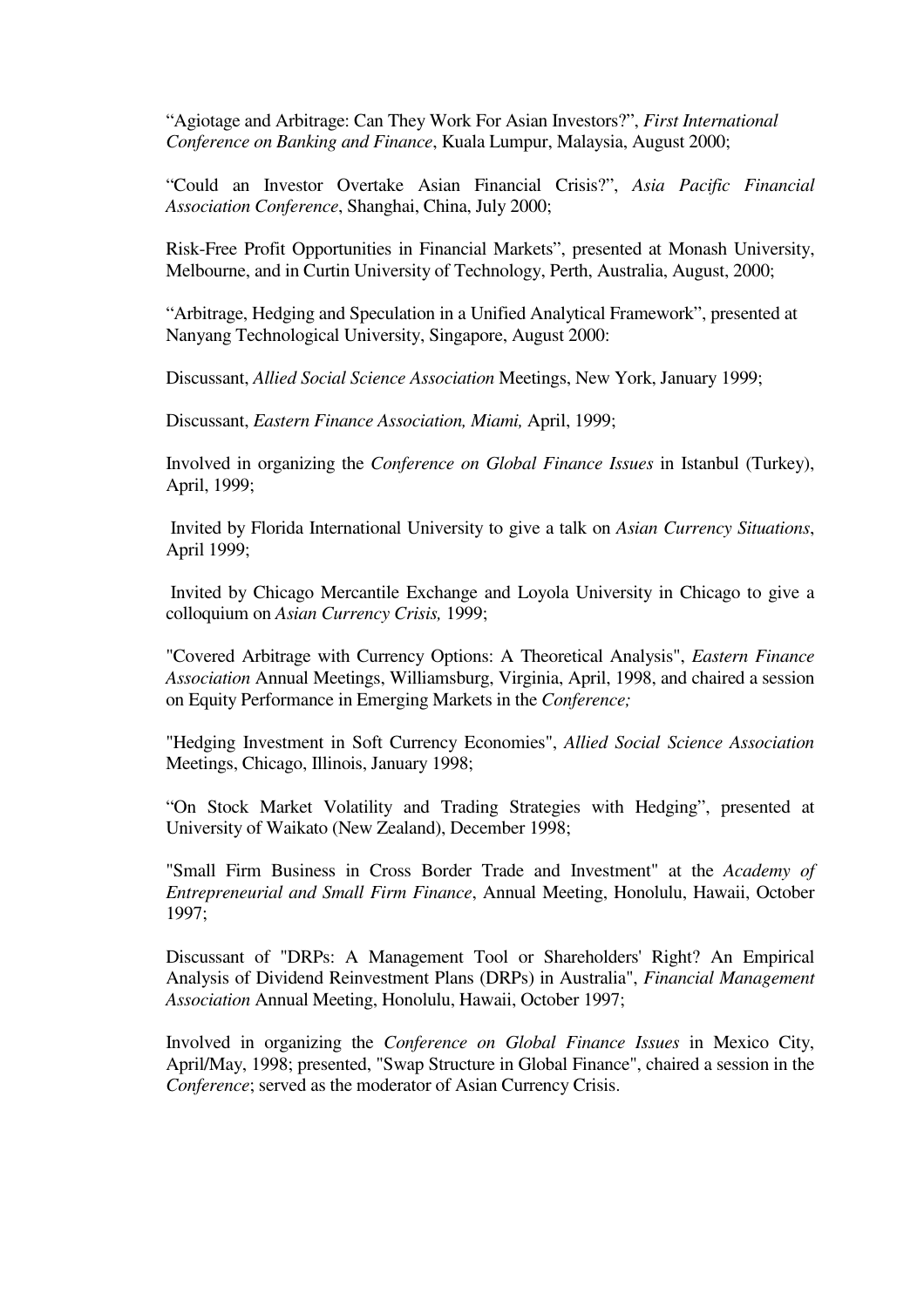"Agiotage and Arbitrage: Can They Work For Asian Investors?", *First International Conference on Banking and Finance*, Kuala Lumpur, Malaysia, August 2000;

"Could an Investor Overtake Asian Financial Crisis?", *Asia Pacific Financial Association Conference*, Shanghai, China, July 2000;

Risk-Free Profit Opportunities in Financial Markets", presented at Monash University, Melbourne, and in Curtin University of Technology, Perth, Australia, August, 2000;

"Arbitrage, Hedging and Speculation in a Unified Analytical Framework", presented at Nanyang Technological University, Singapore, August 2000:

Discussant, *Allied Social Science Association* Meetings, New York, January 1999;

Discussant, *Eastern Finance Association, Miami,* April, 1999;

Involved in organizing the *Conference on Global Finance Issues* in Istanbul (Turkey), April, 1999;

Invited by Florida International University to give a talk on *Asian Currency Situations*, April 1999;

Invited by Chicago Mercantile Exchange and Loyola University in Chicago to give a colloquium on *Asian Currency Crisis,* 1999;

"Covered Arbitrage with Currency Options: A Theoretical Analysis", *Eastern Finance Association* Annual Meetings, Williamsburg, Virginia, April, 1998, and chaired a session on Equity Performance in Emerging Markets in the *Conference;*

"Hedging Investment in Soft Currency Economies", *Allied Social Science Association* Meetings, Chicago, Illinois, January 1998;

"On Stock Market Volatility and Trading Strategies with Hedging", presented at University of Waikato (New Zealand), December 1998;

"Small Firm Business in Cross Border Trade and Investment" at the *Academy of Entrepreneurial and Small Firm Finance*, Annual Meeting, Honolulu, Hawaii, October 1997;

Discussant of "DRPs: A Management Tool or Shareholders' Right? An Empirical Analysis of Dividend Reinvestment Plans (DRPs) in Australia", *Financial Management Association* Annual Meeting, Honolulu, Hawaii, October 1997;

Involved in organizing the *Conference on Global Finance Issues* in Mexico City, April/May, 1998; presented, "Swap Structure in Global Finance", chaired a session in the *Conference*; served as the moderator of Asian Currency Crisis.